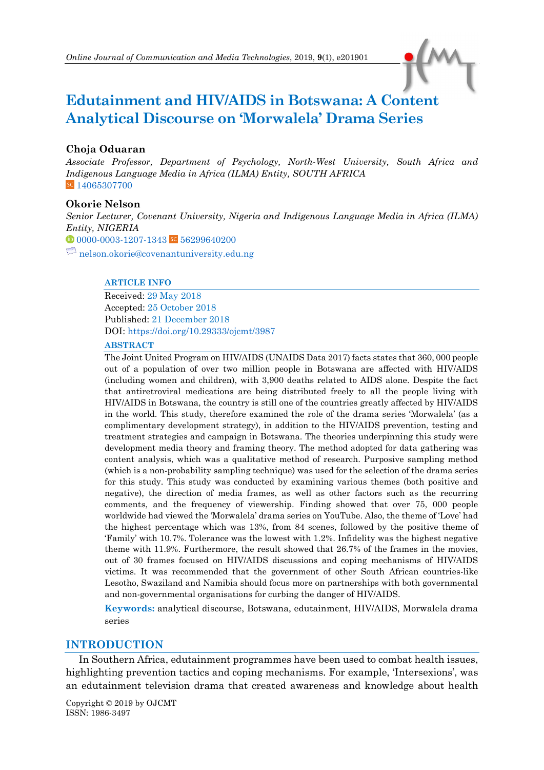# Edutainment and HIV/AIDS in Botswana: A Content Analytical Discourse on 'Morwalela' Drama Series

**Choja Oduaran**

*Associate Professor, Department of Psychology, North-West University, South Africa and Indigenous Language Media in Africa (ILMA) Entity, SOUTH AFRICA*

14065307700

**Okorie Nelson**

*Senior Lecturer, Covenant University, Nigeria and Indigenous Language Media in Africa (ILMA) Entity, NIGERIA*

0000-0003-1207-1343 56299640200

nelson.okorie@covenantuniversity.edu.ng

**ARTICLE INFO**

Received: 29 May 2018
Accepted: 25 October 2018
Published: 21 December 2018
DOI: https://doi.org/10.29333/ojcmt/3987

**ABSTRACT**

The Joint United Program on HIV/AIDS (UNAIDS Data 2017) facts states that 360, 000 people out of a population of over two million people in Botswana are affected with HIV/AIDS (including women and children), with 3,900 deaths related to AIDS alone. Despite the fact that antiretroviral medications are being distributed freely to all the people living with HIV/AIDS in Botswana, the country is still one of the countries greatly affected by HIV/AIDS in the world. This study, therefore examined the role of the drama series 'Morwalela' (as a complimentary development strategy), in addition to the HIV/AIDS prevention, testing and treatment strategies and campaign in Botswana. The theories underpinning this study were development media theory and framing theory. The method adopted for data gathering was content analysis, which was a qualitative method of research. Purposive sampling method (which is a non-probability sampling technique) was used for the selection of the drama series for this study. This study was conducted by examining various themes (both positive and negative), the direction of media frames, as well as other factors such as the recurring comments, and the frequency of viewership. Finding showed that over 75, 000 people worldwide had viewed the 'Morwalela' drama series on YouTube. Also, the theme of 'Love' had the highest percentage which was 13%, from 84 scenes, followed by the positive theme of 'Family' with 10.7%. Tolerance was the lowest with 1.2%. Infidelity was the highest negative theme with 11.9%. Furthermore, the result showed that 26.7% of the frames in the movies, out of 30 frames focused on HIV/AIDS discussions and coping mechanisms of HIV/AIDS victims. It was recommended that the government of other South African countries-like Lesotho, Swaziland and Namibia should focus more on partnerships with both governmental and non-governmental organisations for curbing the danger of HIV/AIDS.

**Keywords:** analytical discourse, Botswana, edutainment, HIV/AIDS, Morwalela drama series

## INTRODUCTION

In Southern Africa, edutainment programmes have been used to combat health issues, highlighting prevention tactics and coping mechanisms. For example, 'Intersexions', was an edutainment television drama that created awareness and knowledge about health

Copyright © 2019 by OJCMT
ISSN: 1986-3497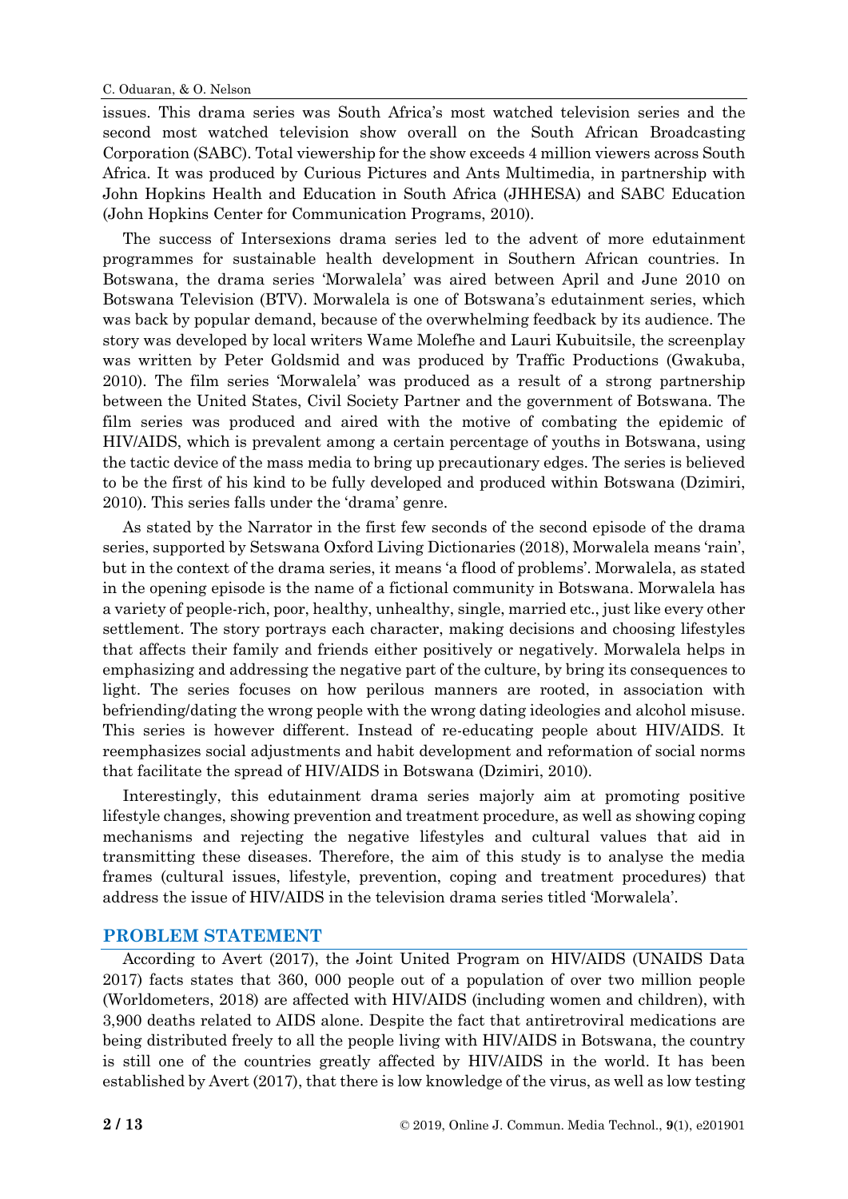issues. This drama series was South Africa's most watched television series and the second most watched television show overall on the South African Broadcasting Corporation (SABC). Total viewership for the show exceeds 4 million viewers across South Africa. It was produced by Curious Pictures and Ants Multimedia, in partnership with John Hopkins Health and Education in South Africa (JHHESA) and SABC Education (John Hopkins Center for Communication Programs, 2010).

The success of Intersexions drama series led to the advent of more edutainment programmes for sustainable health development in Southern African countries. In Botswana, the drama series 'Morwalela' was aired between April and June 2010 on Botswana Television (BTV). Morwalela is one of Botswana's edutainment series, which was back by popular demand, because of the overwhelming feedback by its audience. The story was developed by local writers Wame Molefhe and Lauri Kubuitsile, the screenplay was written by Peter Goldsmid and was produced by Traffic Productions (Gwakuba, 2010). The film series 'Morwalela' was produced as a result of a strong partnership between the United States, Civil Society Partner and the government of Botswana. The film series was produced and aired with the motive of combating the epidemic of HIV/AIDS, which is prevalent among a certain percentage of youths in Botswana, using the tactic device of the mass media to bring up precautionary edges. The series is believed to be the first of his kind to be fully developed and produced within Botswana (Dzimiri, 2010). This series falls under the 'drama' genre.

As stated by the Narrator in the first few seconds of the second episode of the drama series, supported by Setswana Oxford Living Dictionaries (2018), Morwalela means 'rain', but in the context of the drama series, it means 'a flood of problems'. Morwalela, as stated in the opening episode is the name of a fictional community in Botswana. Morwalela has a variety of people-rich, poor, healthy, unhealthy, single, married etc., just like every other settlement. The story portrays each character, making decisions and choosing lifestyles that affects their family and friends either positively or negatively. Morwalela helps in emphasizing and addressing the negative part of the culture, by bring its consequences to light. The series focuses on how perilous manners are rooted, in association with befriending/dating the wrong people with the wrong dating ideologies and alcohol misuse. This series is however different. Instead of re-educating people about HIV/AIDS. It reemphasizes social adjustments and habit development and reformation of social norms that facilitate the spread of HIV/AIDS in Botswana (Dzimiri, 2010).

Interestingly, this edutainment drama series majorly aim at promoting positive lifestyle changes, showing prevention and treatment procedure, as well as showing coping mechanisms and rejecting the negative lifestyles and cultural values that aid in transmitting these diseases. Therefore, the aim of this study is to analyse the media frames (cultural issues, lifestyle, prevention, coping and treatment procedures) that address the issue of HIV/AIDS in the television drama series titled 'Morwalela'.

## PROBLEM STATEMENT

According to Avert (2017), the Joint United Program on HIV/AIDS (UNAIDS Data 2017) facts states that 360, 000 people out of a population of over two million people (Worldometers, 2018) are affected with HIV/AIDS (including women and children), with 3,900 deaths related to AIDS alone. Despite the fact that antiretroviral medications are being distributed freely to all the people living with HIV/AIDS in Botswana, the country is still one of the countries greatly affected by HIV/AIDS in the world. It has been established by Avert (2017), that there is low knowledge of the virus, as well as low testing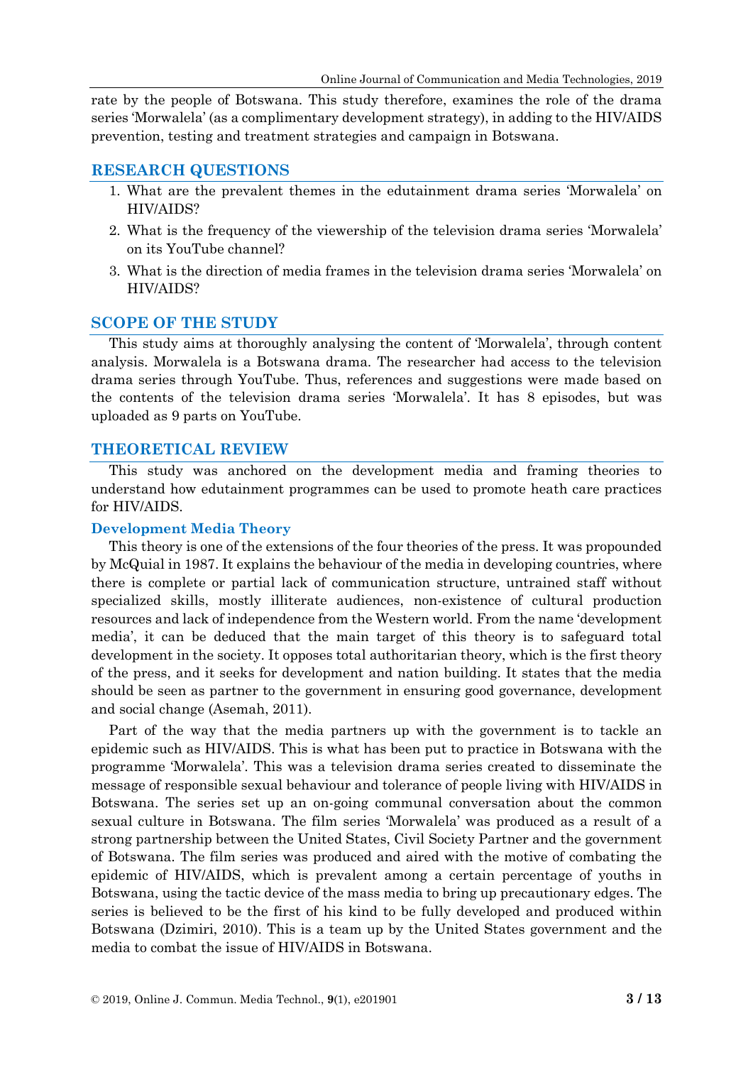rate by the people of Botswana. This study therefore, examines the role of the drama series 'Morwalela' (as a complimentary development strategy), in adding to the HIV/AIDS prevention, testing and treatment strategies and campaign in Botswana.

## RESEARCH QUESTIONS

1. What are the prevalent themes in the edutainment drama series 'Morwalela' on HIV/AIDS?
2. What is the frequency of the viewership of the television drama series 'Morwalela' on its YouTube channel?
3. What is the direction of media frames in the television drama series 'Morwalela' on HIV/AIDS?

## SCOPE OF THE STUDY

This study aims at thoroughly analysing the content of 'Morwalela', through content analysis. Morwalela is a Botswana drama. The researcher had access to the television drama series through YouTube. Thus, references and suggestions were made based on the contents of the television drama series 'Morwalela'. It has 8 episodes, but was uploaded as 9 parts on YouTube.

## THEORETICAL REVIEW

This study was anchored on the development media and framing theories to understand how edutainment programmes can be used to promote heath care practices for HIV/AIDS.

### Development Media Theory

This theory is one of the extensions of the four theories of the press. It was propounded by McQuial in 1987. It explains the behaviour of the media in developing countries, where there is complete or partial lack of communication structure, untrained staff without specialized skills, mostly illiterate audiences, non-existence of cultural production resources and lack of independence from the Western world. From the name 'development media', it can be deduced that the main target of this theory is to safeguard total development in the society. It opposes total authoritarian theory, which is the first theory of the press, and it seeks for development and nation building. It states that the media should be seen as partner to the government in ensuring good governance, development and social change (Asemah, 2011).

Part of the way that the media partners up with the government is to tackle an epidemic such as HIV/AIDS. This is what has been put to practice in Botswana with the programme 'Morwalela'. This was a television drama series created to disseminate the message of responsible sexual behaviour and tolerance of people living with HIV/AIDS in Botswana. The series set up an on-going communal conversation about the common sexual culture in Botswana. The film series 'Morwalela' was produced as a result of a strong partnership between the United States, Civil Society Partner and the government of Botswana. The film series was produced and aired with the motive of combating the epidemic of HIV/AIDS, which is prevalent among a certain percentage of youths in Botswana, using the tactic device of the mass media to bring up precautionary edges. The series is believed to be the first of his kind to be fully developed and produced within Botswana (Dzimiri, 2010). This is a team up by the United States government and the media to combat the issue of HIV/AIDS in Botswana.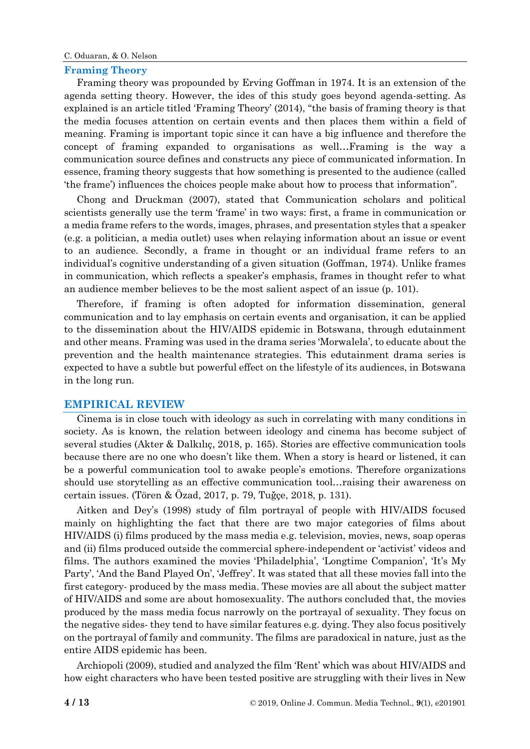## Framing Theory

Framing theory was propounded by Erving Goffman in 1974. It is an extension of the agenda setting theory. However, the ides of this study goes beyond agenda-setting. As explained is an article titled 'Framing Theory' (2014), "the basis of framing theory is that the media focuses attention on certain events and then places them within a field of meaning. Framing is important topic since it can have a big influence and therefore the concept of framing expanded to organisations as well…Framing is the way a communication source defines and constructs any piece of communicated information. In essence, framing theory suggests that how something is presented to the audience (called 'the frame') influences the choices people make about how to process that information".

Chong and Druckman (2007), stated that Communication scholars and political scientists generally use the term 'frame' in two ways: first, a frame in communication or a media frame refers to the words, images, phrases, and presentation styles that a speaker (e.g. a politician, a media outlet) uses when relaying information about an issue or event to an audience. Secondly, a frame in thought or an individual frame refers to an individual's cognitive understanding of a given situation (Goffman, 1974). Unlike frames in communication, which reflects a speaker's emphasis, frames in thought refer to what an audience member believes to be the most salient aspect of an issue (p. 101).

Therefore, if framing is often adopted for information dissemination, general communication and to lay emphasis on certain events and organisation, it can be applied to the dissemination about the HIV/AIDS epidemic in Botswana, through edutainment and other means. Framing was used in the drama series 'Morwalela', to educate about the prevention and the health maintenance strategies. This edutainment drama series is expected to have a subtle but powerful effect on the lifestyle of its audiences, in Botswana in the long run.

## EMPIRICAL REVIEW

Cinema is in close touch with ideology as such in correlating with many conditions in society. As is known, the relation between ideology and cinema has become subject of several studies (Akter & Dalkılıç, 2018, p. 165). Stories are effective communication tools because there are no one who doesn't like them. When a story is heard or listened, it can be a powerful communication tool to awake people's emotions. Therefore organizations should use storytelling as an effective communication tool…raising their awareness on certain issues. (Tören & Özad, 2017, p. 79, Tuğçe, 2018, p. 131).

Aitken and Dey's (1998) study of film portrayal of people with HIV/AIDS focused mainly on highlighting the fact that there are two major categories of films about HIV/AIDS (i) films produced by the mass media e.g. television, movies, news, soap operas and (ii) films produced outside the commercial sphere-independent or 'activist' videos and films. The authors examined the movies 'Philadelphia', 'Longtime Companion', 'It's My Party', 'And the Band Played On', 'Jeffrey'. It was stated that all these movies fall into the first category- produced by the mass media. These movies are all about the subject matter of HIV/AIDS and some are about homosexuality. The authors concluded that, the movies produced by the mass media focus narrowly on the portrayal of sexuality. They focus on the negative sides- they tend to have similar features e.g. dying. They also focus positively on the portrayal of family and community. The films are paradoxical in nature, just as the entire AIDS epidemic has been.

Archiopoli (2009), studied and analyzed the film 'Rent' which was about HIV/AIDS and how eight characters who have been tested positive are struggling with their lives in New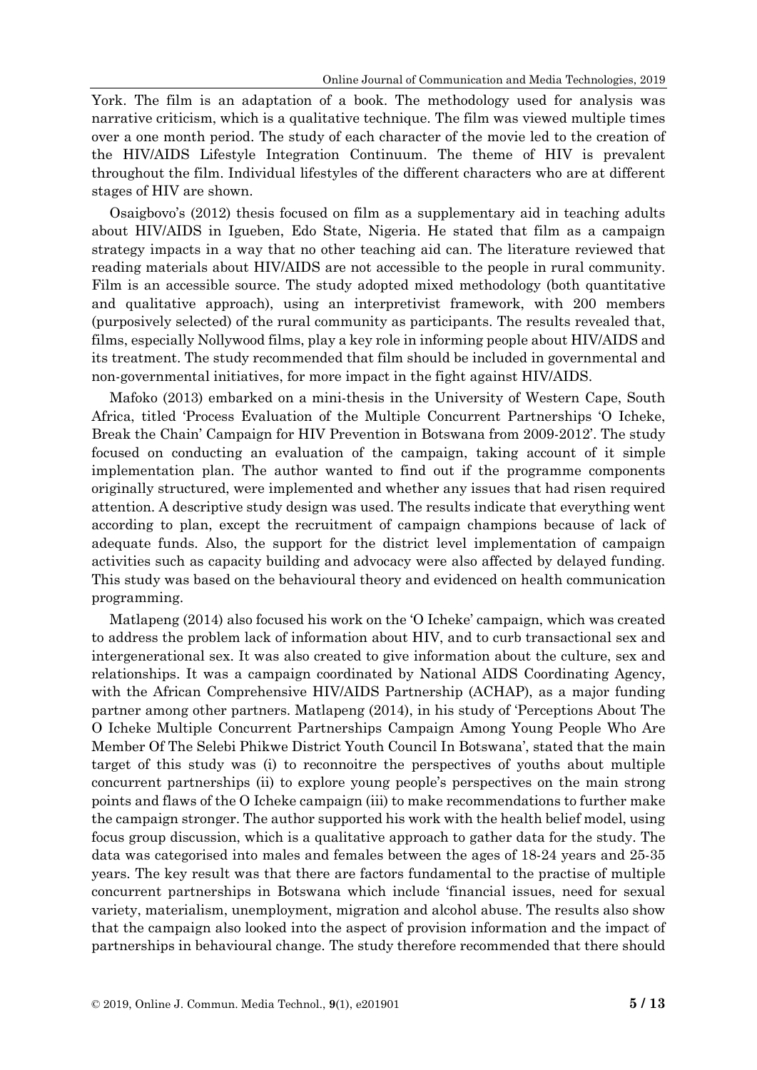York. The film is an adaptation of a book. The methodology used for analysis was narrative criticism, which is a qualitative technique. The film was viewed multiple times over a one month period. The study of each character of the movie led to the creation of the HIV/AIDS Lifestyle Integration Continuum. The theme of HIV is prevalent throughout the film. Individual lifestyles of the different characters who are at different stages of HIV are shown.

Osaigbovo's (2012) thesis focused on film as a supplementary aid in teaching adults about HIV/AIDS in Igueben, Edo State, Nigeria. He stated that film as a campaign strategy impacts in a way that no other teaching aid can. The literature reviewed that reading materials about HIV/AIDS are not accessible to the people in rural community. Film is an accessible source. The study adopted mixed methodology (both quantitative and qualitative approach), using an interpretivist framework, with 200 members (purposively selected) of the rural community as participants. The results revealed that, films, especially Nollywood films, play a key role in informing people about HIV/AIDS and its treatment. The study recommended that film should be included in governmental and non-governmental initiatives, for more impact in the fight against HIV/AIDS.

Mafoko (2013) embarked on a mini-thesis in the University of Western Cape, South Africa, titled 'Process Evaluation of the Multiple Concurrent Partnerships 'O Icheke, Break the Chain' Campaign for HIV Prevention in Botswana from 2009-2012'. The study focused on conducting an evaluation of the campaign, taking account of it simple implementation plan. The author wanted to find out if the programme components originally structured, were implemented and whether any issues that had risen required attention. A descriptive study design was used. The results indicate that everything went according to plan, except the recruitment of campaign champions because of lack of adequate funds. Also, the support for the district level implementation of campaign activities such as capacity building and advocacy were also affected by delayed funding. This study was based on the behavioural theory and evidenced on health communication programming.

Matlapeng (2014) also focused his work on the 'O Icheke' campaign, which was created to address the problem lack of information about HIV, and to curb transactional sex and intergenerational sex. It was also created to give information about the culture, sex and relationships. It was a campaign coordinated by National AIDS Coordinating Agency, with the African Comprehensive HIV/AIDS Partnership (ACHAP), as a major funding partner among other partners. Matlapeng (2014), in his study of 'Perceptions About The O Icheke Multiple Concurrent Partnerships Campaign Among Young People Who Are Member Of The Selebi Phikwe District Youth Council In Botswana', stated that the main target of this study was (i) to reconnoitre the perspectives of youths about multiple concurrent partnerships (ii) to explore young people's perspectives on the main strong points and flaws of the O Icheke campaign (iii) to make recommendations to further make the campaign stronger. The author supported his work with the health belief model, using focus group discussion, which is a qualitative approach to gather data for the study. The data was categorised into males and females between the ages of 18-24 years and 25-35 years. The key result was that there are factors fundamental to the practise of multiple concurrent partnerships in Botswana which include 'financial issues, need for sexual variety, materialism, unemployment, migration and alcohol abuse. The results also show that the campaign also looked into the aspect of provision information and the impact of partnerships in behavioural change. The study therefore recommended that there should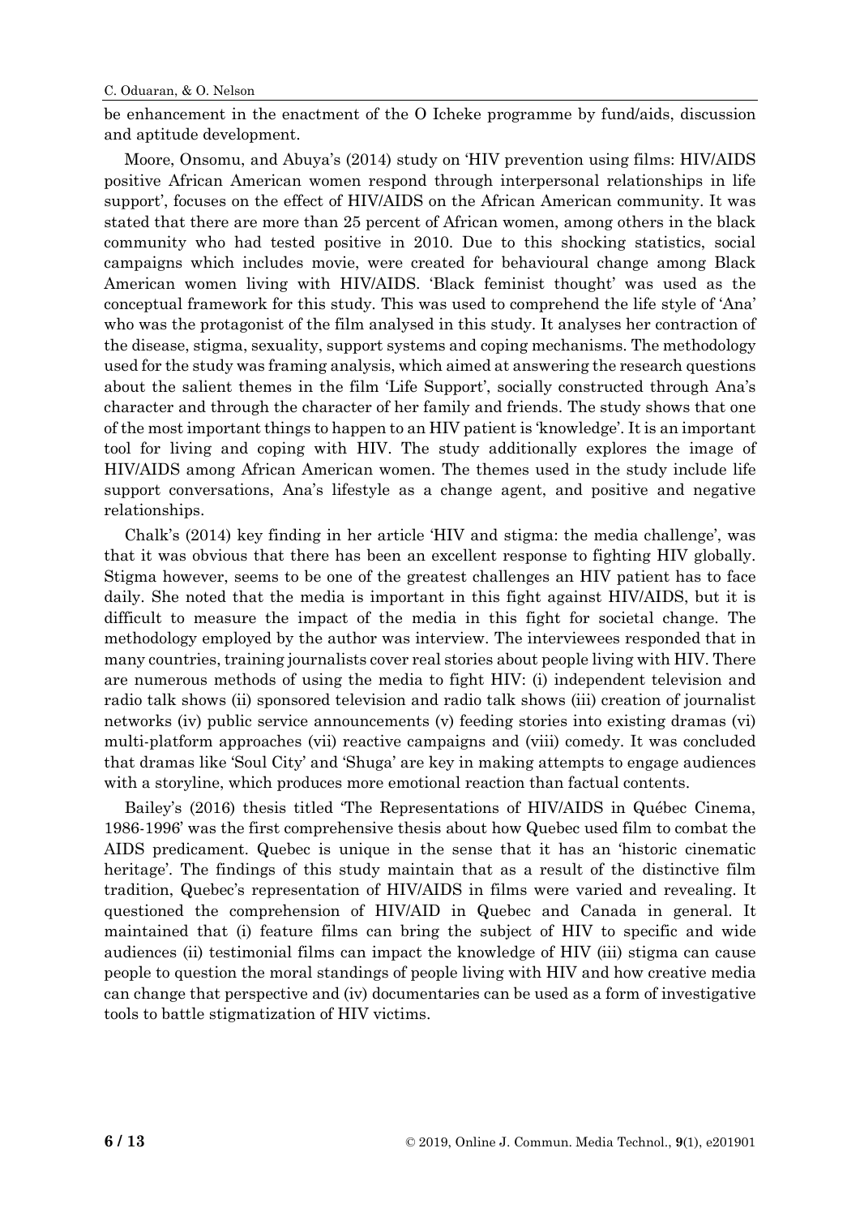be enhancement in the enactment of the O Icheke programme by fund/aids, discussion and aptitude development.

Moore, Onsomu, and Abuya's (2014) study on 'HIV prevention using films: HIV/AIDS positive African American women respond through interpersonal relationships in life support', focuses on the effect of HIV/AIDS on the African American community. It was stated that there are more than 25 percent of African women, among others in the black community who had tested positive in 2010. Due to this shocking statistics, social campaigns which includes movie, were created for behavioural change among Black American women living with HIV/AIDS. 'Black feminist thought' was used as the conceptual framework for this study. This was used to comprehend the life style of 'Ana' who was the protagonist of the film analysed in this study. It analyses her contraction of the disease, stigma, sexuality, support systems and coping mechanisms. The methodology used for the study was framing analysis, which aimed at answering the research questions about the salient themes in the film 'Life Support', socially constructed through Ana's character and through the character of her family and friends. The study shows that one of the most important things to happen to an HIV patient is 'knowledge'. It is an important tool for living and coping with HIV. The study additionally explores the image of HIV/AIDS among African American women. The themes used in the study include life support conversations, Ana's lifestyle as a change agent, and positive and negative relationships.

Chalk's (2014) key finding in her article 'HIV and stigma: the media challenge', was that it was obvious that there has been an excellent response to fighting HIV globally. Stigma however, seems to be one of the greatest challenges an HIV patient has to face daily. She noted that the media is important in this fight against HIV/AIDS, but it is difficult to measure the impact of the media in this fight for societal change. The methodology employed by the author was interview. The interviewees responded that in many countries, training journalists cover real stories about people living with HIV. There are numerous methods of using the media to fight HIV: (i) independent television and radio talk shows (ii) sponsored television and radio talk shows (iii) creation of journalist networks (iv) public service announcements (v) feeding stories into existing dramas (vi) multi-platform approaches (vii) reactive campaigns and (viii) comedy. It was concluded that dramas like 'Soul City' and 'Shuga' are key in making attempts to engage audiences with a storyline, which produces more emotional reaction than factual contents.

Bailey's (2016) thesis titled 'The Representations of HIV/AIDS in Québec Cinema, 1986-1996' was the first comprehensive thesis about how Quebec used film to combat the AIDS predicament. Quebec is unique in the sense that it has an 'historic cinematic heritage'. The findings of this study maintain that as a result of the distinctive film tradition, Quebec's representation of HIV/AIDS in films were varied and revealing. It questioned the comprehension of HIV/AID in Quebec and Canada in general. It maintained that (i) feature films can bring the subject of HIV to specific and wide audiences (ii) testimonial films can impact the knowledge of HIV (iii) stigma can cause people to question the moral standings of people living with HIV and how creative media can change that perspective and (iv) documentaries can be used as a form of investigative tools to battle stigmatization of HIV victims.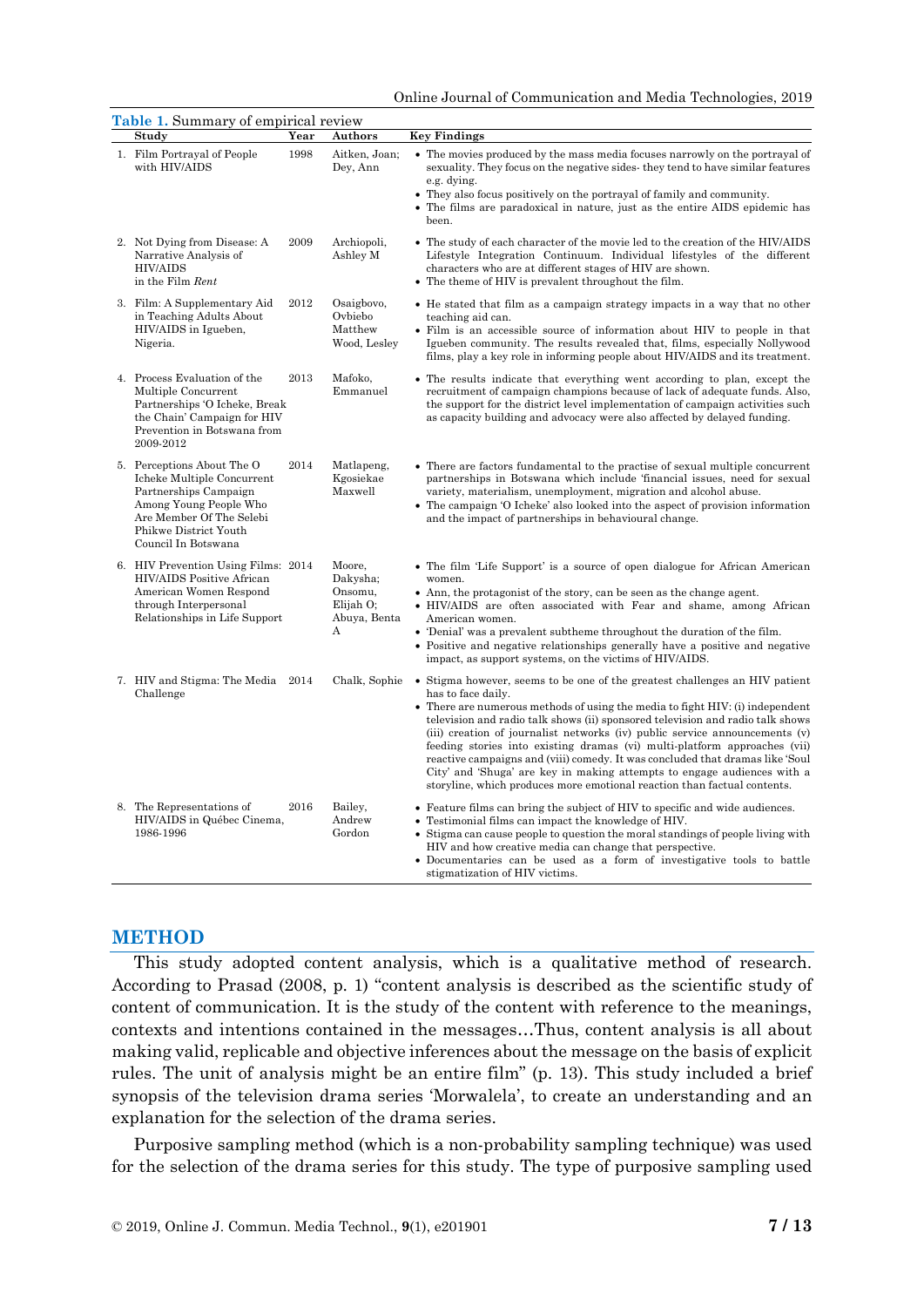**Table 1.** Summary of empirical review

| Study | Year | Authors | Key Findings |
|---|---|---|---|
| 1. Film Portrayal of People with HIV/AIDS | 1998 | Aitken, Joan; Dey, Ann | • The movies produced by the mass media focuses narrowly on the portrayal of sexuality. They focus on the negative sides- they tend to have similar features e.g. dying. • They also focus positively on the portrayal of family and community. • The films are paradoxical in nature, just as the entire AIDS epidemic has been. |
| 2. Not Dying from Disease: A Narrative Analysis of HIV/AIDS in the Film *Rent* | 2009 | Archiopoli, Ashley M | • The study of each character of the movie led to the creation of the HIV/AIDS Lifestyle Integration Continuum. Individual lifestyles of the different characters who are at different stages of HIV are shown. • The theme of HIV is prevalent throughout the film. |
| 3. Film: A Supplementary Aid in Teaching Adults About HIV/AIDS in Igueben, Nigeria. | 2012 | Osaigbovo, Ovbiebo Matthew Wood, Lesley | • He stated that film as a campaign strategy impacts in a way that no other teaching aid can. • Film is an accessible source of information about HIV to people in that Igueben community. The results revealed that, films, especially Nollywood films, play a key role in informing people about HIV/AIDS and its treatment. |
| 4. Process Evaluation of the Multiple Concurrent Partnerships 'O Icheke, Break the Chain' Campaign for HIV Prevention in Botswana from 2009-2012 | 2013 | Mafoko, Emmanuel | • The results indicate that everything went according to plan, except the recruitment of campaign champions because of lack of adequate funds. Also, the support for the district level implementation of campaign activities such as capacity building and advocacy were also affected by delayed funding. |
| 5. Perceptions About The O Icheke Multiple Concurrent Partnerships Campaign Among Young People Who Are Member Of The Selebi Phikwe District Youth Council In Botswana | 2014 | Matlapeng, Kgosiekae Maxwell | • There are factors fundamental to the practise of sexual multiple concurrent partnerships in Botswana which include 'financial issues, need for sexual variety, materialism, unemployment, migration and alcohol abuse. • The campaign 'O Icheke' also looked into the aspect of provision information and the impact of partnerships in behavioural change. |
| 6. HIV Prevention Using Films: HIV/AIDS Positive African American Women Respond through Interpersonal Relationships in Life Support | 2014 | Moore, Dakysha; Onsomu, Elijah O; Abuya, Benta A | • The film 'Life Support' is a source of open dialogue for African American women. • Ann, the protagonist of the story, can be seen as the change agent. • HIV/AIDS are often associated with Fear and shame, among African American women. • 'Denial' was a prevalent subtheme throughout the duration of the film. • Positive and negative relationships generally have a positive and negative impact, as support systems, on the victims of HIV/AIDS. |
| 7. HIV and Stigma: The Media Challenge | 2014 | Chalk, Sophie | • Stigma however, seems to be one of the greatest challenges an HIV patient has to face daily. • There are numerous methods of using the media to fight HIV: (i) independent television and radio talk shows (ii) sponsored television and radio talk shows (iii) creation of journalist networks (iv) public service announcements (v) feeding stories into existing dramas (vi) multi-platform approaches (vii) reactive campaigns and (viii) comedy. It was concluded that dramas like 'Soul City' and 'Shuga' are key in making attempts to engage audiences with a storyline, which produces more emotional reaction than factual contents. |
| 8. The Representations of HIV/AIDS in Québec Cinema, 1986-1996 | 2016 | Bailey, Andrew Gordon | • Feature films can bring the subject of HIV to specific and wide audiences. • Testimonial films can impact the knowledge of HIV. • Stigma can cause people to question the moral standings of people living with HIV and how creative media can change that perspective. • Documentaries can be used as a form of investigative tools to battle stigmatization of HIV victims. |

## METHOD

This study adopted content analysis, which is a qualitative method of research. According to Prasad (2008, p. 1) "content analysis is described as the scientific study of content of communication. It is the study of the content with reference to the meanings, contexts and intentions contained in the messages…Thus, content analysis is all about making valid, replicable and objective inferences about the message on the basis of explicit rules. The unit of analysis might be an entire film" (p. 13). This study included a brief synopsis of the television drama series 'Morwalela', to create an understanding and an explanation for the selection of the drama series.

Purposive sampling method (which is a non-probability sampling technique) was used for the selection of the drama series for this study. The type of purposive sampling used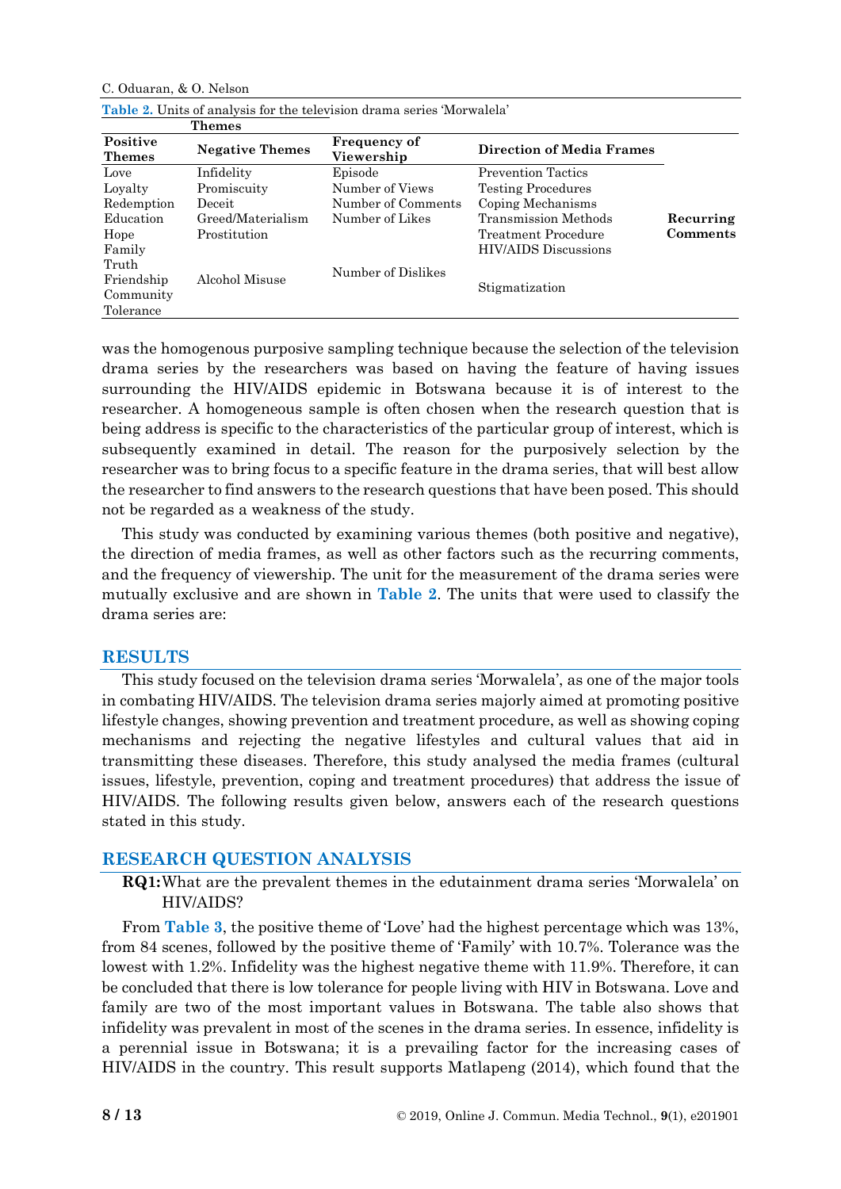**Table 2.** Units of analysis for the television drama series 'Morwalela'

| Themes | | | | |
|---|---|---|---|---|
| **Positive Themes** | **Negative Themes** | **Frequency of Viewership** | **Direction of Media Frames** | |
| Love | Infidelity | Episode | Prevention Tactics | **Recurring Comments** |
| Loyalty | Promiscuity | Number of Views | Testing Procedures | |
| Redemption | Deceit | Number of Comments | Coping Mechanisms | |
| Education | Greed/Materialism | Number of Likes | Transmission Methods | |
| Hope | Prostitution | | Treatment Procedure | |
| Family | | | HIV/AIDS Discussions | |
| Truth | | | | |
| Friendship | Alcohol Misuse | Number of Dislikes | Stigmatization | |
| Community | | | | |
| Tolerance | | | | |

was the homogenous purposive sampling technique because the selection of the television drama series by the researchers was based on having the feature of having issues surrounding the HIV/AIDS epidemic in Botswana because it is of interest to the researcher. A homogeneous sample is often chosen when the research question that is being address is specific to the characteristics of the particular group of interest, which is subsequently examined in detail. The reason for the purposively selection by the researcher was to bring focus to a specific feature in the drama series, that will best allow the researcher to find answers to the research questions that have been posed. This should not be regarded as a weakness of the study.

This study was conducted by examining various themes (both positive and negative), the direction of media frames, as well as other factors such as the recurring comments, and the frequency of viewership. The unit for the measurement of the drama series were mutually exclusive and are shown in **Table 2**. The units that were used to classify the drama series are:

## RESULTS

This study focused on the television drama series 'Morwalela', as one of the major tools in combating HIV/AIDS. The television drama series majorly aimed at promoting positive lifestyle changes, showing prevention and treatment procedure, as well as showing coping mechanisms and rejecting the negative lifestyles and cultural values that aid in transmitting these diseases. Therefore, this study analysed the media frames (cultural issues, lifestyle, prevention, coping and treatment procedures) that address the issue of HIV/AIDS. The following results given below, answers each of the research questions stated in this study.

## RESEARCH QUESTION ANALYSIS

**RQ1:** What are the prevalent themes in the edutainment drama series 'Morwalela' on HIV/AIDS?

From **Table 3**, the positive theme of 'Love' had the highest percentage which was 13%, from 84 scenes, followed by the positive theme of 'Family' with 10.7%. Tolerance was the lowest with 1.2%. Infidelity was the highest negative theme with 11.9%. Therefore, it can be concluded that there is low tolerance for people living with HIV in Botswana. Love and family are two of the most important values in Botswana. The table also shows that infidelity was prevalent in most of the scenes in the drama series. In essence, infidelity is a perennial issue in Botswana; it is a prevailing factor for the increasing cases of HIV/AIDS in the country. This result supports Matlapeng (2014), which found that the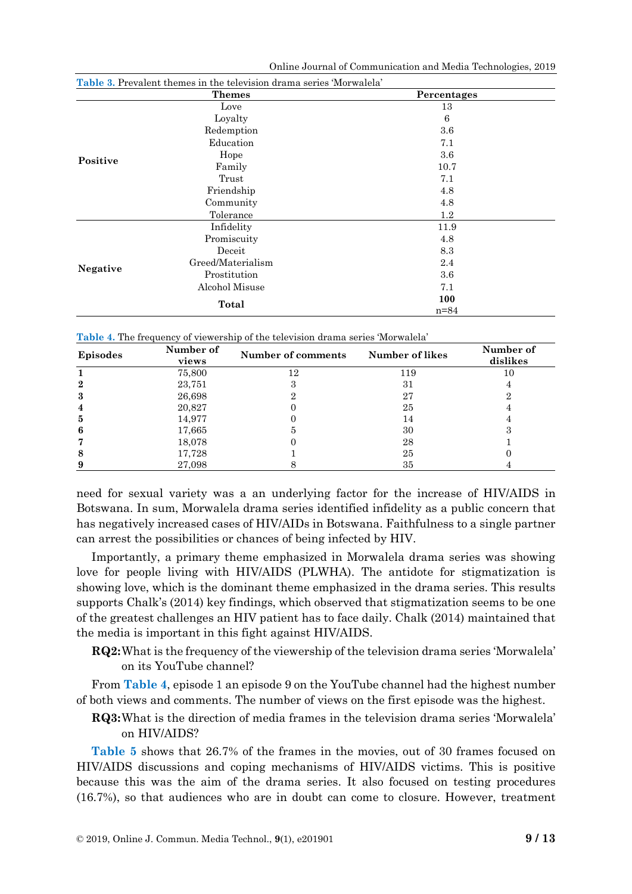**Table 3.** Prevalent themes in the television drama series 'Morwalela'

| | Themes | Percentages |
|---|---|---|
| **Positive** | Love | 13 |
| | Loyalty | 6 |
| | Redemption | 3.6 |
| | Education | 7.1 |
| | Hope | 3.6 |
| | Family | 10.7 |
| | Trust | 7.1 |
| | Friendship | 4.8 |
| | Community | 4.8 |
| | Tolerance | 1.2 |
| **Negative** | Infidelity | 11.9 |
| | Promiscuity | 4.8 |
| | Deceit | 8.3 |
| | Greed/Materialism | 2.4 |
| | Prostitution | 3.6 |
| | Alcohol Misuse | 7.1 |
| | **Total** | **100** n=84 |

**Table 4.** The frequency of viewership of the television drama series 'Morwalela'

| Episodes | Number of views | Number of comments | Number of likes | Number of dislikes |
|---|---|---|---|---|
| **1** | 75,800 | 12 | 119 | 10 |
| **2** | 23,751 | 3 | 31 | 4 |
| **3** | 26,698 | 2 | 27 | 2 |
| **4** | 20,827 | 0 | 25 | 4 |
| **5** | 14,977 | 0 | 14 | 4 |
| **6** | 17,665 | 5 | 30 | 3 |
| **7** | 18,078 | 0 | 28 | 1 |
| **8** | 17,728 | 1 | 25 | 0 |
| **9** | 27,098 | 8 | 35 | 4 |

need for sexual variety was a an underlying factor for the increase of HIV/AIDS in Botswana. In sum, Morwalela drama series identified infidelity as a public concern that has negatively increased cases of HIV/AIDs in Botswana. Faithfulness to a single partner can arrest the possibilities or chances of being infected by HIV.

Importantly, a primary theme emphasized in Morwalela drama series was showing love for people living with HIV/AIDS (PLWHA). The antidote for stigmatization is showing love, which is the dominant theme emphasized in the drama series. This results supports Chalk's (2014) key findings, which observed that stigmatization seems to be one of the greatest challenges an HIV patient has to face daily. Chalk (2014) maintained that the media is important in this fight against HIV/AIDS.

**RQ2:** What is the frequency of the viewership of the television drama series 'Morwalela' on its YouTube channel?

From **Table 4**, episode 1 an episode 9 on the YouTube channel had the highest number of both views and comments. The number of views on the first episode was the highest.

**RQ3:** What is the direction of media frames in the television drama series 'Morwalela' on HIV/AIDS?

**Table 5** shows that 26.7% of the frames in the movies, out of 30 frames focused on HIV/AIDS discussions and coping mechanisms of HIV/AIDS victims. This is positive because this was the aim of the drama series. It also focused on testing procedures (16.7%), so that audiences who are in doubt can come to closure. However, treatment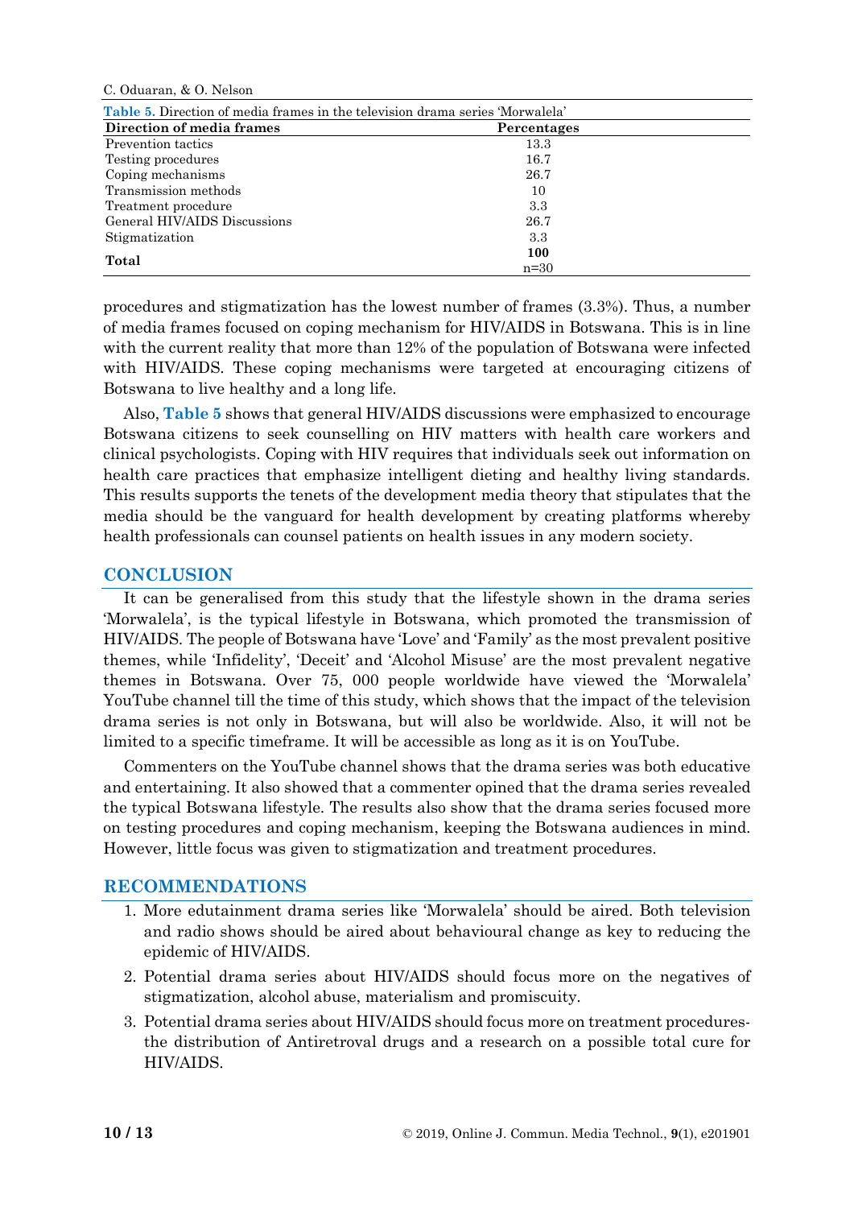Table 5. Direction of media frames in the television drama series 'Morwalela'

| Direction of media frames | Percentages |
|---|---|
| Prevention tactics | 13.3 |
| Testing procedures | 16.7 |
| Coping mechanisms | 26.7 |
| Transmission methods | 10 |
| Treatment procedure | 3.3 |
| General HIV/AIDS Discussions | 26.7 |
| Stigmatization | 3.3 |
| **Total** | **100** n=30 |

procedures and stigmatization has the lowest number of frames (3.3%). Thus, a number of media frames focused on coping mechanism for HIV/AIDS in Botswana. This is in line with the current reality that more than 12% of the population of Botswana were infected with HIV/AIDS. These coping mechanisms were targeted at encouraging citizens of Botswana to live healthy and a long life.

Also, **Table 5** shows that general HIV/AIDS discussions were emphasized to encourage Botswana citizens to seek counselling on HIV matters with health care workers and clinical psychologists. Coping with HIV requires that individuals seek out information on health care practices that emphasize intelligent dieting and healthy living standards. This results supports the tenets of the development media theory that stipulates that the media should be the vanguard for health development by creating platforms whereby health professionals can counsel patients on health issues in any modern society.

## CONCLUSION

It can be generalised from this study that the lifestyle shown in the drama series 'Morwalela', is the typical lifestyle in Botswana, which promoted the transmission of HIV/AIDS. The people of Botswana have 'Love' and 'Family' as the most prevalent positive themes, while 'Infidelity', 'Deceit' and 'Alcohol Misuse' are the most prevalent negative themes in Botswana. Over 75, 000 people worldwide have viewed the 'Morwalela' YouTube channel till the time of this study, which shows that the impact of the television drama series is not only in Botswana, but will also be worldwide. Also, it will not be limited to a specific timeframe. It will be accessible as long as it is on YouTube.

Commenters on the YouTube channel shows that the drama series was both educative and entertaining. It also showed that a commenter opined that the drama series revealed the typical Botswana lifestyle. The results also show that the drama series focused more on testing procedures and coping mechanism, keeping the Botswana audiences in mind. However, little focus was given to stigmatization and treatment procedures.

## RECOMMENDATIONS

1. More edutainment drama series like 'Morwalela' should be aired. Both television and radio shows should be aired about behavioural change as key to reducing the epidemic of HIV/AIDS.
2. Potential drama series about HIV/AIDS should focus more on the negatives of stigmatization, alcohol abuse, materialism and promiscuity.
3. Potential drama series about HIV/AIDS should focus more on treatment procedures-the distribution of Antiretroval drugs and a research on a possible total cure for HIV/AIDS.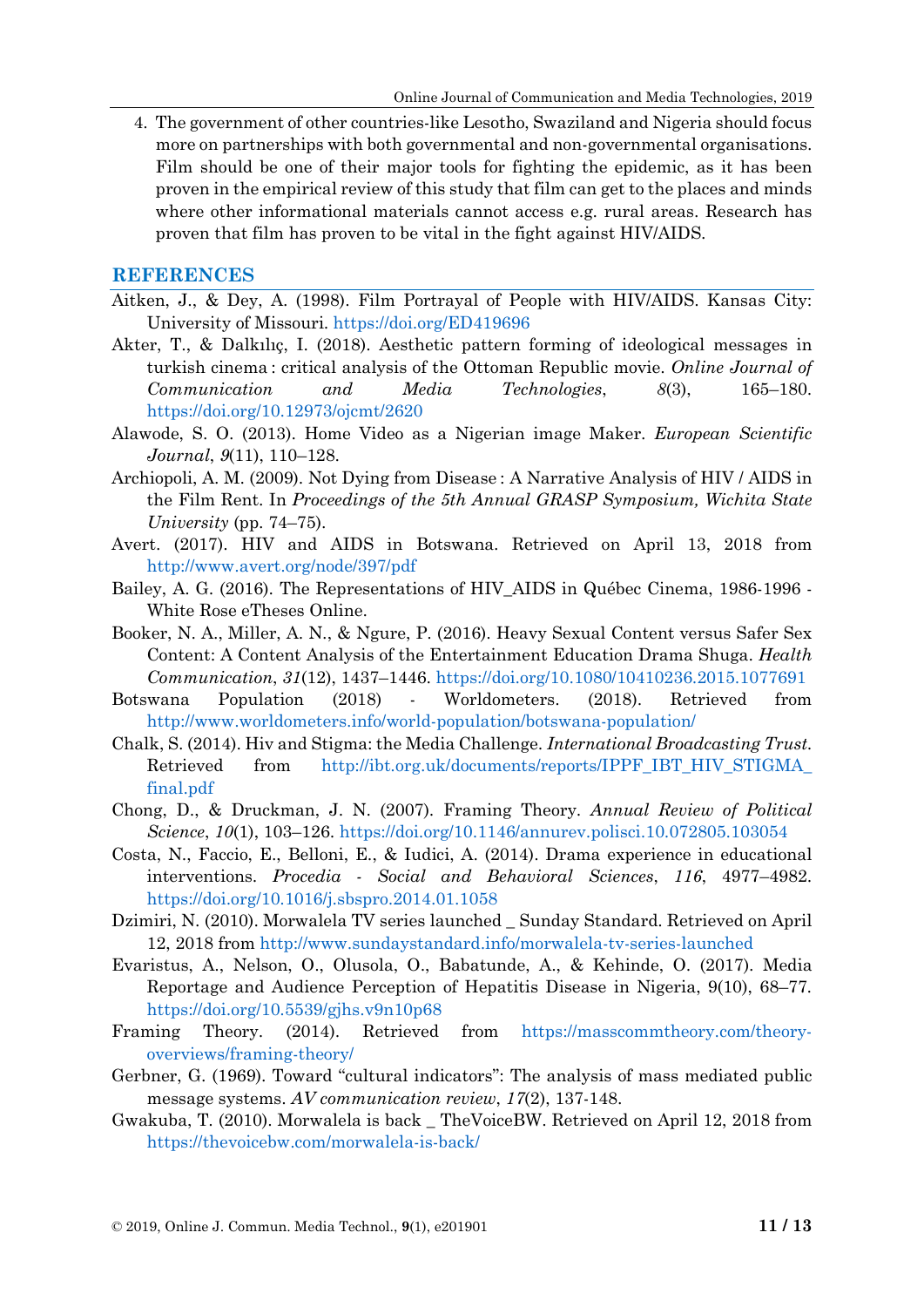4. The government of other countries-like Lesotho, Swaziland and Nigeria should focus more on partnerships with both governmental and non-governmental organisations. Film should be one of their major tools for fighting the epidemic, as it has been proven in the empirical review of this study that film can get to the places and minds where other informational materials cannot access e.g. rural areas. Research has proven that film has proven to be vital in the fight against HIV/AIDS.

## REFERENCES

Aitken, J., & Dey, A. (1998). Film Portrayal of People with HIV/AIDS. Kansas City: University of Missouri. https://doi.org/ED419696

Akter, T., & Dalkılıç, I. (2018). Aesthetic pattern forming of ideological messages in turkish cinema : critical analysis of the Ottoman Republic movie. *Online Journal of Communication and Media Technologies*, *8*(3), 165–180. https://doi.org/10.12973/ojcmt/2620

Alawode, S. O. (2013). Home Video as a Nigerian image Maker. *European Scientific Journal*, *9*(11), 110–128.

Archiopoli, A. M. (2009). Not Dying from Disease : A Narrative Analysis of HIV / AIDS in the Film Rent. In *Proceedings of the 5th Annual GRASP Symposium, Wichita State University* (pp. 74–75).

Avert. (2017). HIV and AIDS in Botswana. Retrieved on April 13, 2018 from http://www.avert.org/node/397/pdf

Bailey, A. G. (2016). The Representations of HIV_AIDS in Québec Cinema, 1986-1996 - White Rose eTheses Online.

Booker, N. A., Miller, A. N., & Ngure, P. (2016). Heavy Sexual Content versus Safer Sex Content: A Content Analysis of the Entertainment Education Drama Shuga. *Health Communication*, *31*(12), 1437–1446. https://doi.org/10.1080/10410236.2015.1077691

Botswana Population (2018) - Worldometers. (2018). Retrieved from http://www.worldometers.info/world-population/botswana-population/

Chalk, S. (2014). Hiv and Stigma: the Media Challenge. *International Broadcasting Trust*. Retrieved from http://ibt.org.uk/documents/reports/IPPF_IBT_HIV_STIGMA_final.pdf

Chong, D., & Druckman, J. N. (2007). Framing Theory. *Annual Review of Political Science*, *10*(1), 103–126. https://doi.org/10.1146/annurev.polisci.10.072805.103054

Costa, N., Faccio, E., Belloni, E., & Iudici, A. (2014). Drama experience in educational interventions. *Procedia - Social and Behavioral Sciences*, *116*, 4977–4982. https://doi.org/10.1016/j.sbspro.2014.01.1058

Dzimiri, N. (2010). Morwalela TV series launched _ Sunday Standard. Retrieved on April 12, 2018 from http://www.sundaystandard.info/morwalela-tv-series-launched

Evaristus, A., Nelson, O., Olusola, O., Babatunde, A., & Kehinde, O. (2017). Media Reportage and Audience Perception of Hepatitis Disease in Nigeria, 9(10), 68–77. https://doi.org/10.5539/gjhs.v9n10p68

Framing Theory. (2014). Retrieved from https://masscommtheory.com/theory-overviews/framing-theory/

Gerbner, G. (1969). Toward "cultural indicators": The analysis of mass mediated public message systems. *AV communication review*, *17*(2), 137-148.

Gwakuba, T. (2010). Morwalela is back _ TheVoiceBW. Retrieved on April 12, 2018 from https://thevoicebw.com/morwalela-is-back/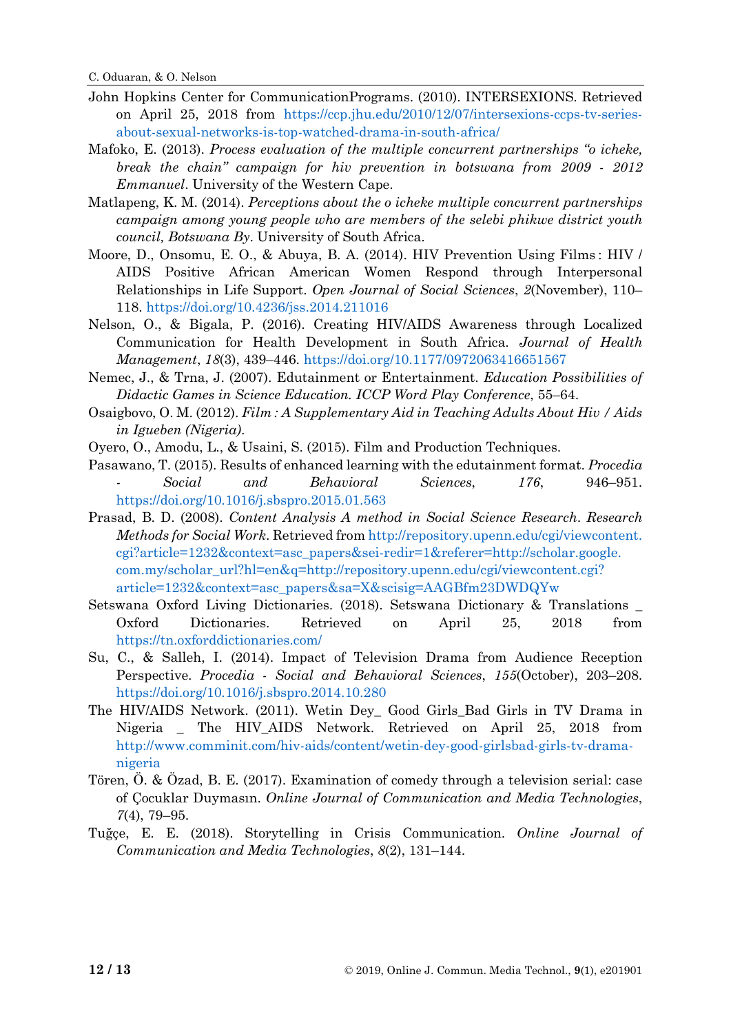John Hopkins Center for CommunicationPrograms. (2010). INTERSEXIONS. Retrieved on April 25, 2018 from https://ccp.jhu.edu/2010/12/07/intersexions-ccps-tv-series-about-sexual-networks-is-top-watched-drama-in-south-africa/

Mafoko, E. (2013). *Process evaluation of the multiple concurrent partnerships "o icheke, break the chain" campaign for hiv prevention in botswana from 2009 - 2012 Emmanuel*. University of the Western Cape.

Matlapeng, K. M. (2014). *Perceptions about the o icheke multiple concurrent partnerships campaign among young people who are members of the selebi phikwe district youth council, Botswana By*. University of South Africa.

Moore, D., Onsomu, E. O., & Abuya, B. A. (2014). HIV Prevention Using Films : HIV / AIDS Positive African American Women Respond through Interpersonal Relationships in Life Support. *Open Journal of Social Sciences*, *2*(November), 110–118. https://doi.org/10.4236/jss.2014.211016

Nelson, O., & Bigala, P. (2016). Creating HIV/AIDS Awareness through Localized Communication for Health Development in South Africa. *Journal of Health Management*, *18*(3), 439–446. https://doi.org/10.1177/0972063416651567

Nemec, J., & Trna, J. (2007). Edutainment or Entertainment. *Education Possibilities of Didactic Games in Science Education. ICCP Word Play Conference*, 55–64.

Osaigbovo, O. M. (2012). *Film : A Supplementary Aid in Teaching Adults About Hiv / Aids in Igueben (Nigeria)*.

Oyero, O., Amodu, L., & Usaini, S. (2015). Film and Production Techniques.

Pasawano, T. (2015). Results of enhanced learning with the edutainment format. *Procedia - Social and Behavioral Sciences*, *176*, 946–951. https://doi.org/10.1016/j.sbspro.2015.01.563

Prasad, B. D. (2008). *Content Analysis A method in Social Science Research*. *Research Methods for Social Work*. Retrieved from http://repository.upenn.edu/cgi/viewcontent.cgi?article=1232&context=asc_papers&sei-redir=1&referer=http://scholar.google.com.my/scholar_url?hl=en&q=http://repository.upenn.edu/cgi/viewcontent.cgi?article=1232&context=asc_papers&sa=X&scisig=AAGBfm23DWDQYw

Setswana Oxford Living Dictionaries. (2018). Setswana Dictionary & Translations _ Oxford Dictionaries. Retrieved on April 25, 2018 from https://tn.oxforddictionaries.com/

Su, C., & Salleh, I. (2014). Impact of Television Drama from Audience Reception Perspective. *Procedia - Social and Behavioral Sciences*, *155*(October), 203–208. https://doi.org/10.1016/j.sbspro.2014.10.280

The HIV/AIDS Network. (2011). Wetin Dey_ Good Girls_Bad Girls in TV Drama in Nigeria _ The HIV_AIDS Network. Retrieved on April 25, 2018 from http://www.comminit.com/hiv-aids/content/wetin-dey-good-girlsbad-girls-tv-drama-nigeria

Tören, Ö. & Özad, B. E. (2017). Examination of comedy through a television serial: case of Çocuklar Duymasın. *Online Journal of Communication and Media Technologies*, *7*(4), 79–95.

Tuğçe, E. E. (2018). Storytelling in Crisis Communication. *Online Journal of Communication and Media Technologies*, *8*(2), 131–144.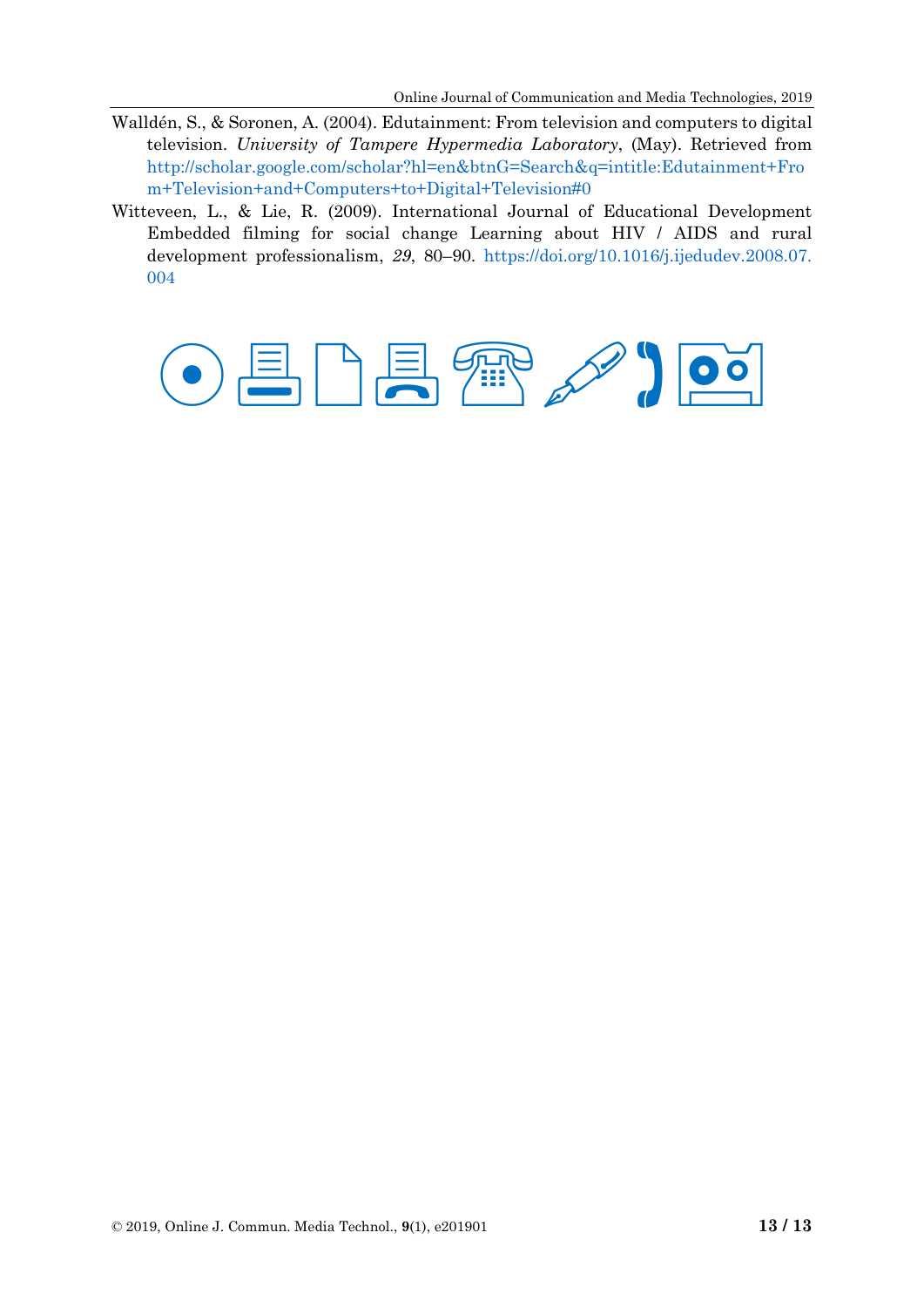Walldén, S., & Soronen, A. (2004). Edutainment: From television and computers to digital television. *University of Tampere Hypermedia Laboratory*, (May). Retrieved from http://scholar.google.com/scholar?hl=en&btnG=Search&q=intitle:Edutainment+From+Television+and+Computers+to+Digital+Television#0

Witteveen, L., & Lie, R. (2009). International Journal of Educational Development Embedded filming for social change Learning about HIV / AIDS and rural development professionalism, *29*, 80–90. https://doi.org/10.1016/j.ijedudev.2008.07.004